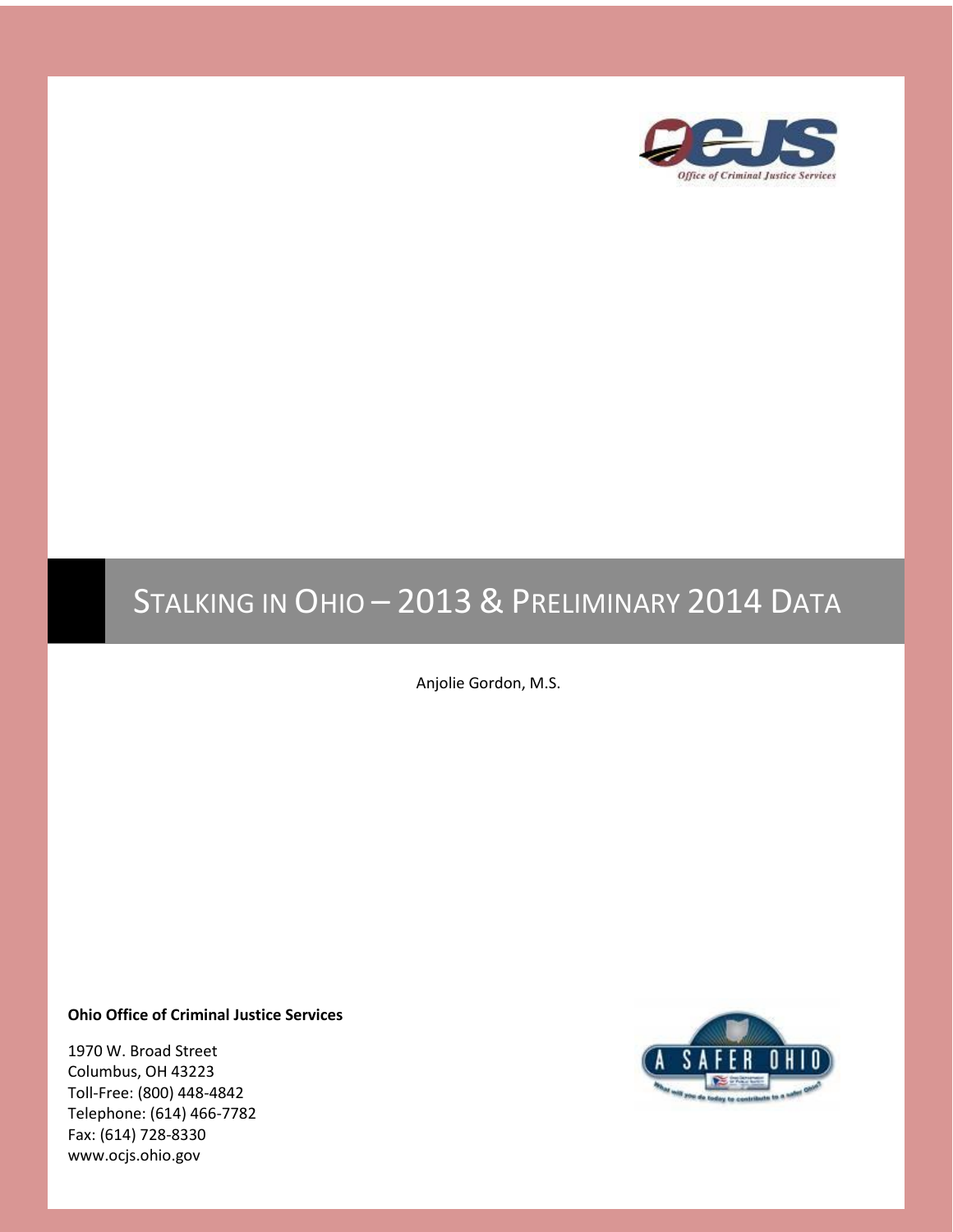# STALKING IN OHIO – 2013 & PRELIMINARY 2014 DATA

Anjolie Gordon, M.S.

**Ohio Office of Criminal Justice Services**

1970 W. Broad Street
Columbus, OH 43223
Toll-Free: (800) 448-4842
Telephone: (614) 466-7782
Fax: (614) 728-8330
www.ocjs.ohio.gov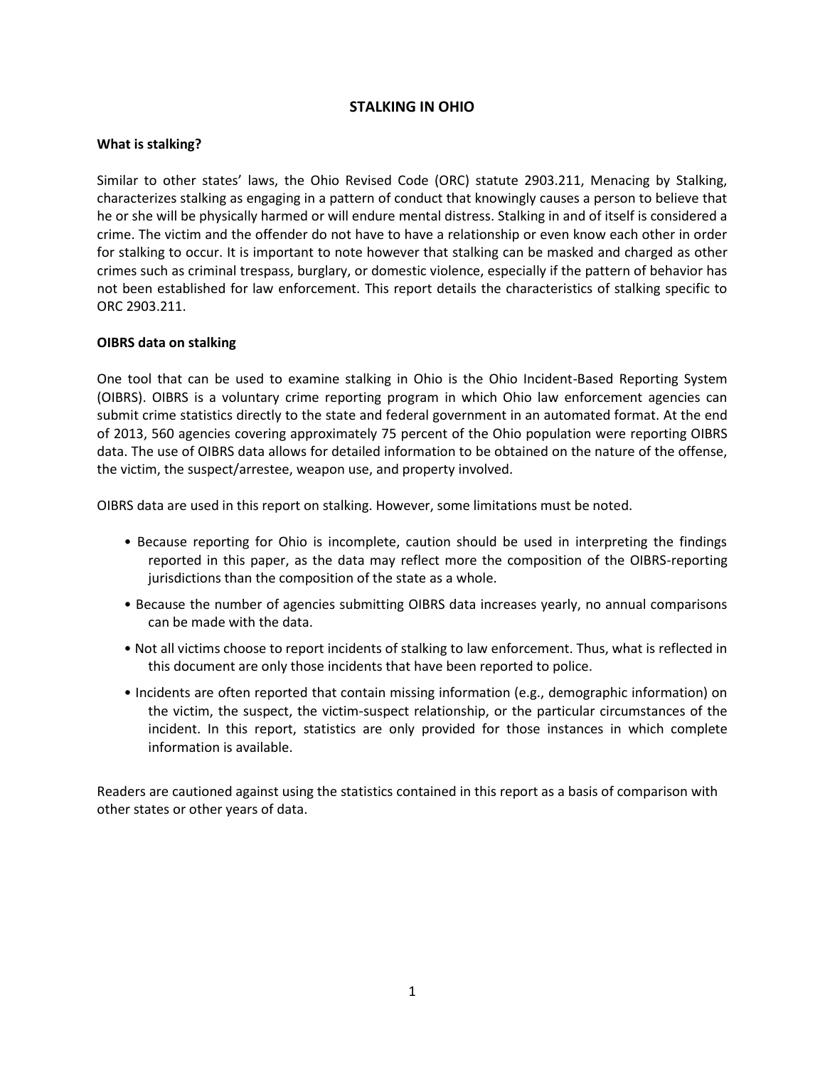# STALKING IN OHIO

## What is stalking?

Similar to other states' laws, the Ohio Revised Code (ORC) statute 2903.211, Menacing by Stalking, characterizes stalking as engaging in a pattern of conduct that knowingly causes a person to believe that he or she will be physically harmed or will endure mental distress. Stalking in and of itself is considered a crime. The victim and the offender do not have to have a relationship or even know each other in order for stalking to occur. It is important to note however that stalking can be masked and charged as other crimes such as criminal trespass, burglary, or domestic violence, especially if the pattern of behavior has not been established for law enforcement. This report details the characteristics of stalking specific to ORC 2903.211.

## OIBRS data on stalking

One tool that can be used to examine stalking in Ohio is the Ohio Incident-Based Reporting System (OIBRS). OIBRS is a voluntary crime reporting program in which Ohio law enforcement agencies can submit crime statistics directly to the state and federal government in an automated format. At the end of 2013, 560 agencies covering approximately 75 percent of the Ohio population were reporting OIBRS data. The use of OIBRS data allows for detailed information to be obtained on the nature of the offense, the victim, the suspect/arrestee, weapon use, and property involved.

OIBRS data are used in this report on stalking. However, some limitations must be noted.

- Because reporting for Ohio is incomplete, caution should be used in interpreting the findings reported in this paper, as the data may reflect more the composition of the OIBRS-reporting jurisdictions than the composition of the state as a whole.
- Because the number of agencies submitting OIBRS data increases yearly, no annual comparisons can be made with the data.
- Not all victims choose to report incidents of stalking to law enforcement. Thus, what is reflected in this document are only those incidents that have been reported to police.
- Incidents are often reported that contain missing information (e.g., demographic information) on the victim, the suspect, the victim-suspect relationship, or the particular circumstances of the incident. In this report, statistics are only provided for those instances in which complete information is available.

Readers are cautioned against using the statistics contained in this report as a basis of comparison with other states or other years of data.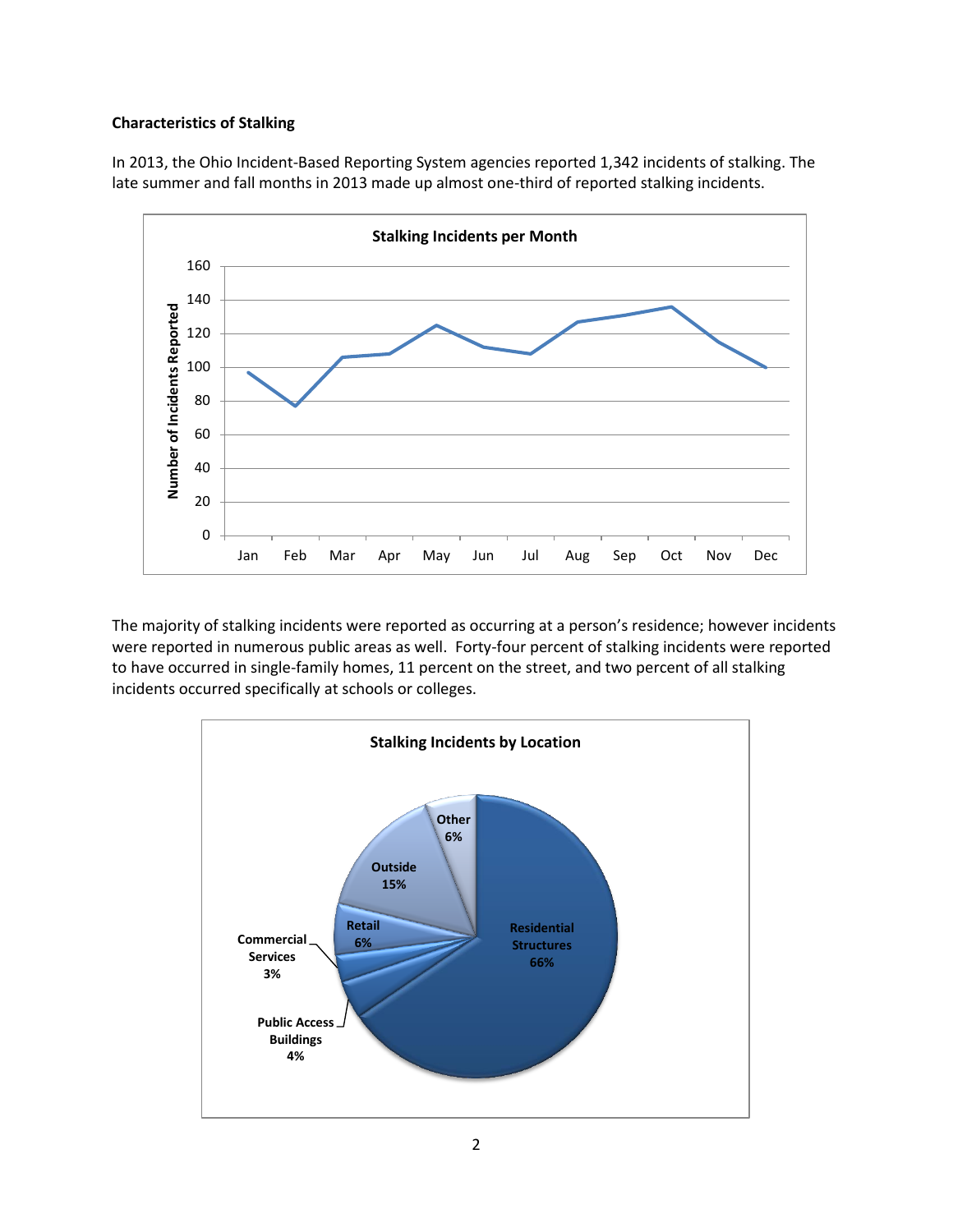**Characteristics of Stalking**

In 2013, the Ohio Incident-Based Reporting System agencies reported 1,342 incidents of stalking. The late summer and fall months in 2013 made up almost one-third of reported stalking incidents.

**Stalking Incidents per Month**

The majority of stalking incidents were reported as occurring at a person's residence; however incidents were reported in numerous public areas as well. Forty-four percent of stalking incidents were reported to have occurred in single-family homes, 11 percent on the street, and two percent of all stalking incidents occurred specifically at schools or colleges.

**Stalking Incidents by Location**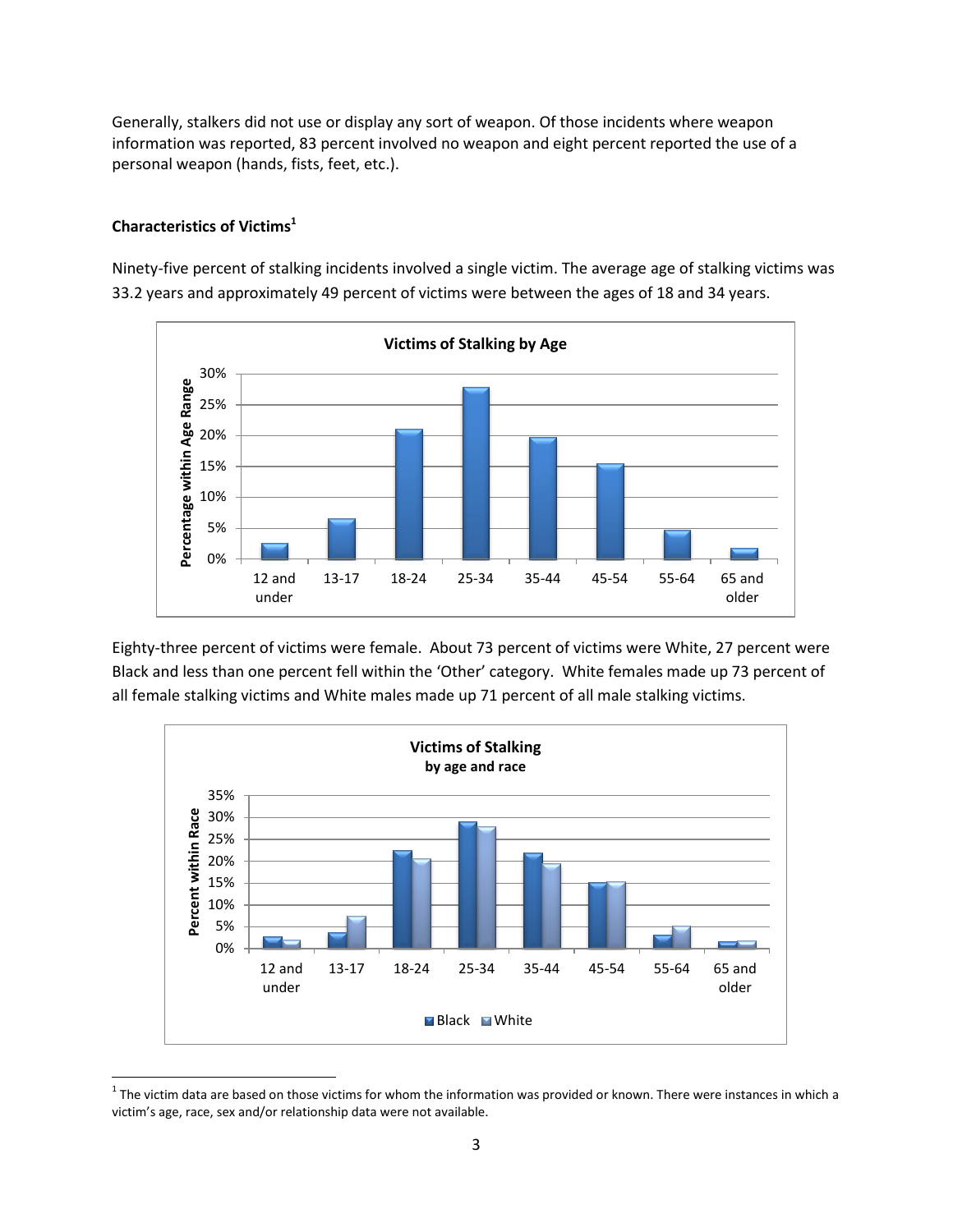Generally, stalkers did not use or display any sort of weapon. Of those incidents where weapon information was reported, 83 percent involved no weapon and eight percent reported the use of a personal weapon (hands, fists, feet, etc.).

**Characteristics of Victims[1]**

Ninety-five percent of stalking incidents involved a single victim. The average age of stalking victims was 33.2 years and approximately 49 percent of victims were between the ages of 18 and 34 years.

Eighty-three percent of victims were female. About 73 percent of victims were White, 27 percent were Black and less than one percent fell within the 'Other' category. White females made up 73 percent of all female stalking victims and White males made up 71 percent of all male stalking victims.

---

[1] The victim data are based on those victims for whom the information was provided or known. There were instances in which a victim's age, race, sex and/or relationship data were not available.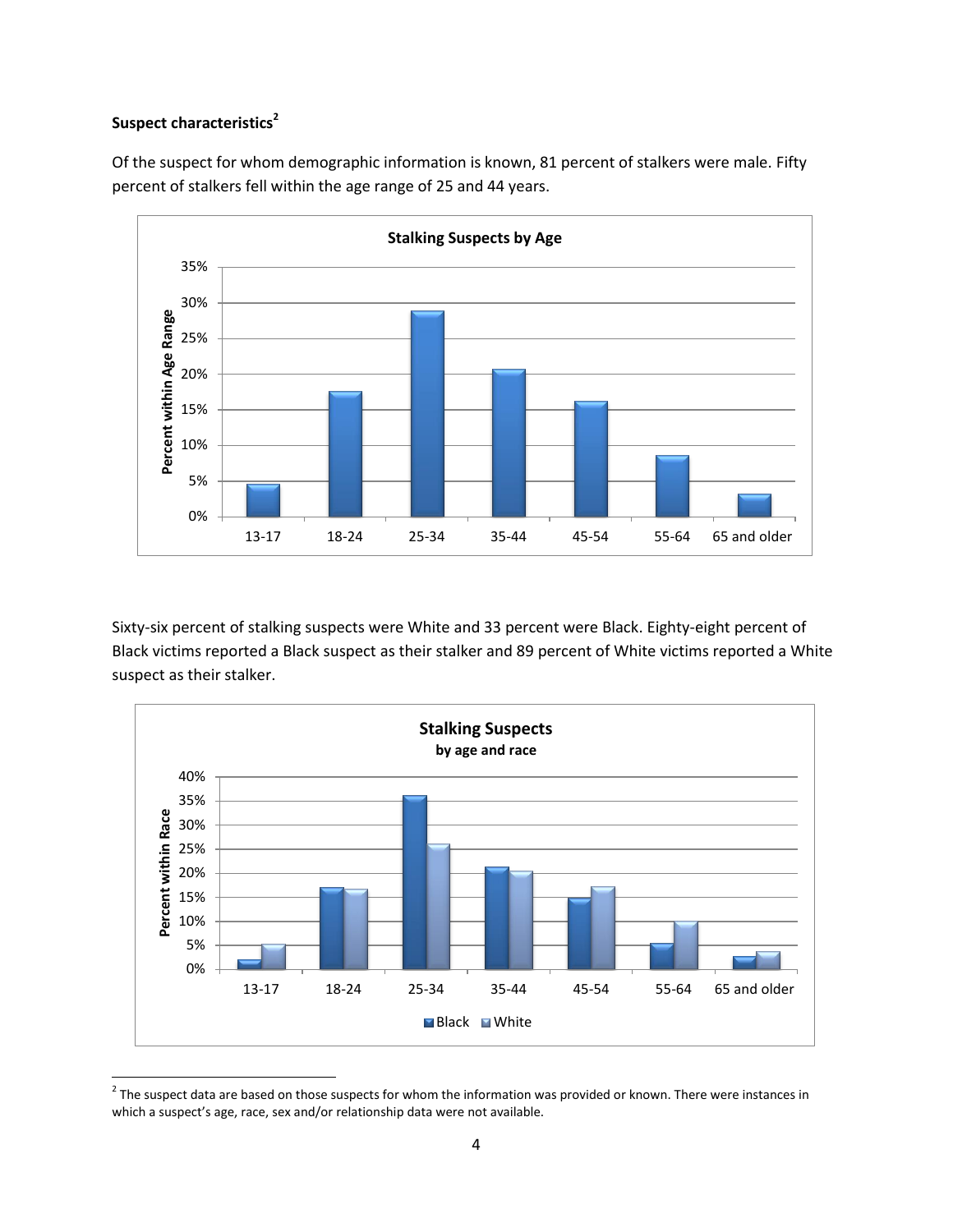### Suspect characteristics[2]

Of the suspect for whom demographic information is known, 81 percent of stalkers were male. Fifty percent of stalkers fell within the age range of 25 and 44 years.

**Stalking Suspects by Age**

Sixty-six percent of stalking suspects were White and 33 percent were Black. Eighty-eight percent of Black victims reported a Black suspect as their stalker and 89 percent of White victims reported a White suspect as their stalker.

**Stalking Suspects by age and race**

---

[2] The suspect data are based on those suspects for whom the information was provided or known. There were instances in which a suspect's age, race, sex and/or relationship data were not available.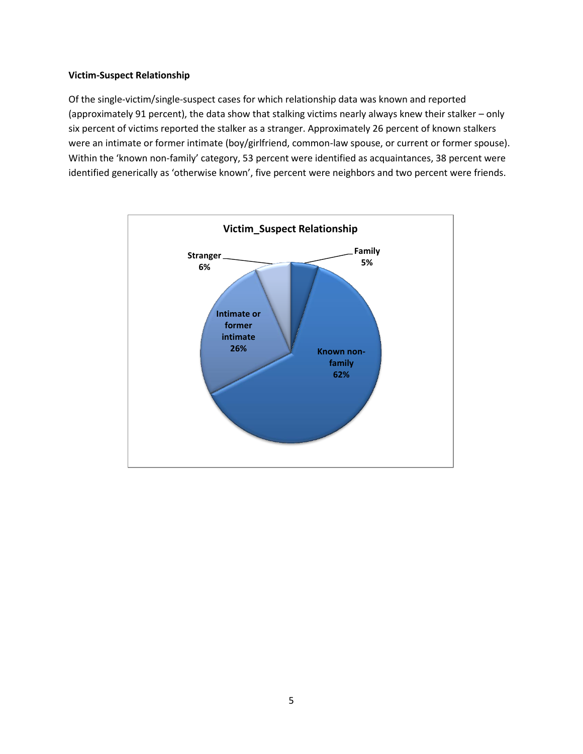**Victim-Suspect Relationship**

Of the single-victim/single-suspect cases for which relationship data was known and reported (approximately 91 percent), the data show that stalking victims nearly always knew their stalker – only six percent of victims reported the stalker as a stranger. Approximately 26 percent of known stalkers were an intimate or former intimate (boy/girlfriend, common-law spouse, or current or former spouse). Within the 'known non-family' category, 53 percent were identified as acquaintances, 38 percent were identified generically as 'otherwise known', five percent were neighbors and two percent were friends.

**Victim_Suspect Relationship**

| Relationship | Percent |
|---|---|
| Family | 5% |
| Known non-family | 62% |
| Intimate or former intimate | 26% |
| Stranger | 6% |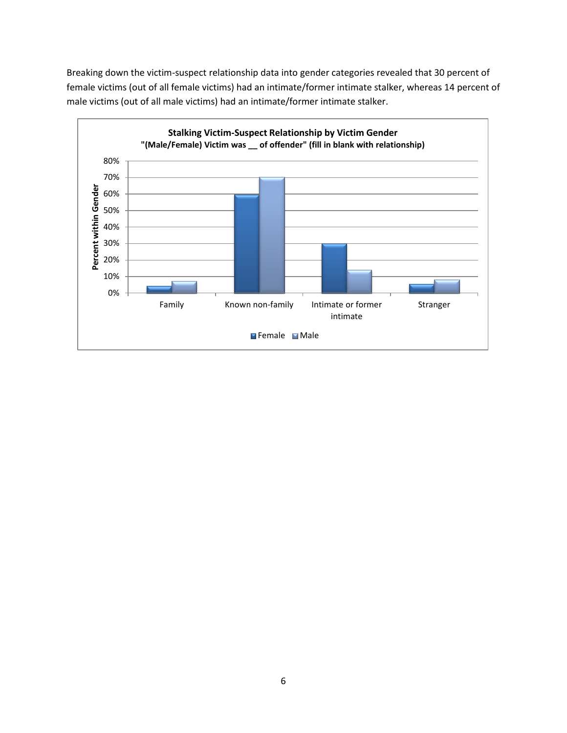Breaking down the victim-suspect relationship data into gender categories revealed that 30 percent of female victims (out of all female victims) had an intimate/former intimate stalker, whereas 14 percent of male victims (out of all male victims) had an intimate/former intimate stalker.

**Stalking Victim-Suspect Relationship by Victim Gender**
**"(Male/Female) Victim was __ of offender" (fill in blank with relationship)**

| Relationship | Female | Male |
|---|---|---|
| Family | 4% | 7% |
| Known non-family | 60% | 70% |
| Intimate or former intimate | 30% | 14% |
| Stranger | 5% | 8% |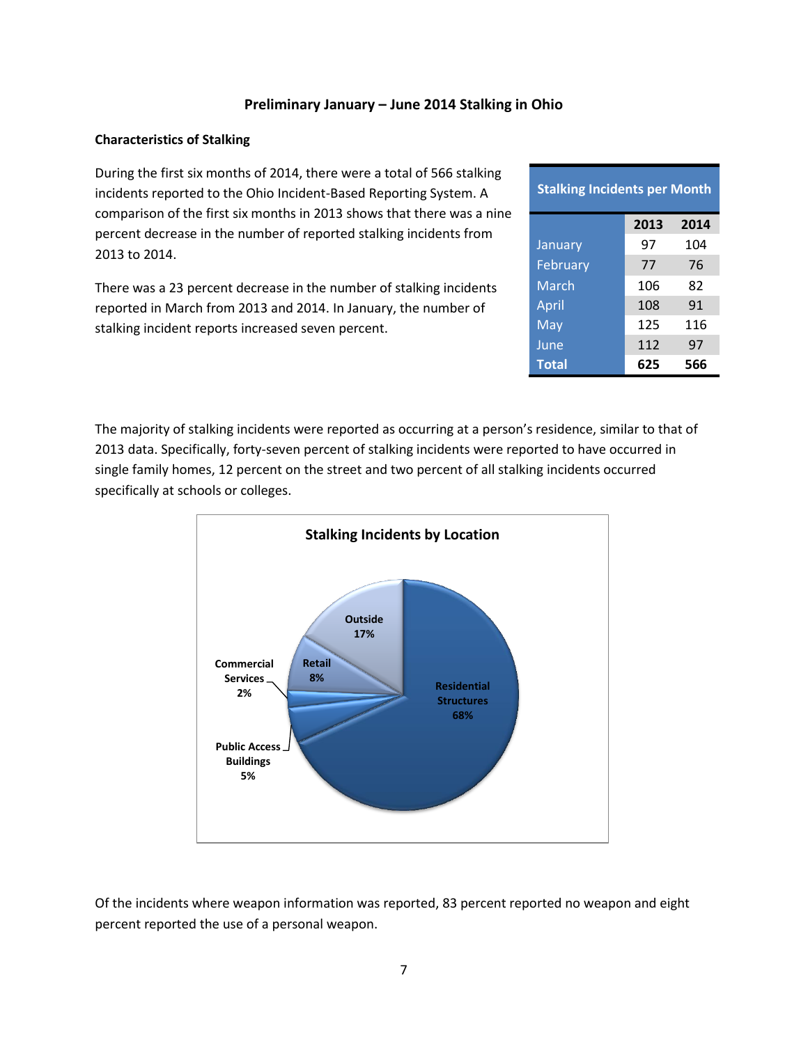**Preliminary January – June 2014 Stalking in Ohio**

**Characteristics of Stalking**

During the first six months of 2014, there were a total of 566 stalking incidents reported to the Ohio Incident-Based Reporting System. A comparison of the first six months in 2013 shows that there was a nine percent decrease in the number of reported stalking incidents from 2013 to 2014.

There was a 23 percent decrease in the number of stalking incidents reported in March from 2013 and 2014. In January, the number of stalking incident reports increased seven percent.

**Stalking Incidents per Month**

| | 2013 | 2014 |
|---|---|---|
| January | 97 | 104 |
| February | 77 | 76 |
| March | 106 | 82 |
| April | 108 | 91 |
| May | 125 | 116 |
| June | 112 | 97 |
| **Total** | **625** | **566** |

The majority of stalking incidents were reported as occurring at a person's residence, similar to that of 2013 data. Specifically, forty-seven percent of stalking incidents were reported to have occurred in single family homes, 12 percent on the street and two percent of all stalking incidents occurred specifically at schools or colleges.

**Stalking Incidents by Location**

| Location | Percent |
|---|---|
| Residential Structures | 68% |
| Outside | 17% |
| Retail | 8% |
| Public Access Buildings | 5% |
| Commercial Services | 2% |

Of the incidents where weapon information was reported, 83 percent reported no weapon and eight percent reported the use of a personal weapon.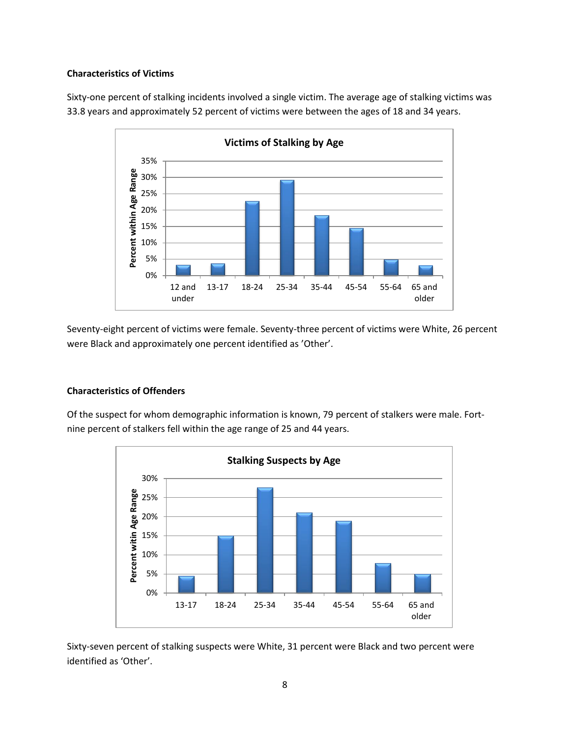**Characteristics of Victims**

Sixty-one percent of stalking incidents involved a single victim. The average age of stalking victims was 33.8 years and approximately 52 percent of victims were between the ages of 18 and 34 years.

Seventy-eight percent of victims were female. Seventy-three percent of victims were White, 26 percent were Black and approximately one percent identified as 'Other'.

**Characteristics of Offenders**

Of the suspect for whom demographic information is known, 79 percent of stalkers were male. Fort-nine percent of stalkers fell within the age range of 25 and 44 years.

Sixty-seven percent of stalking suspects were White, 31 percent were Black and two percent were identified as 'Other'.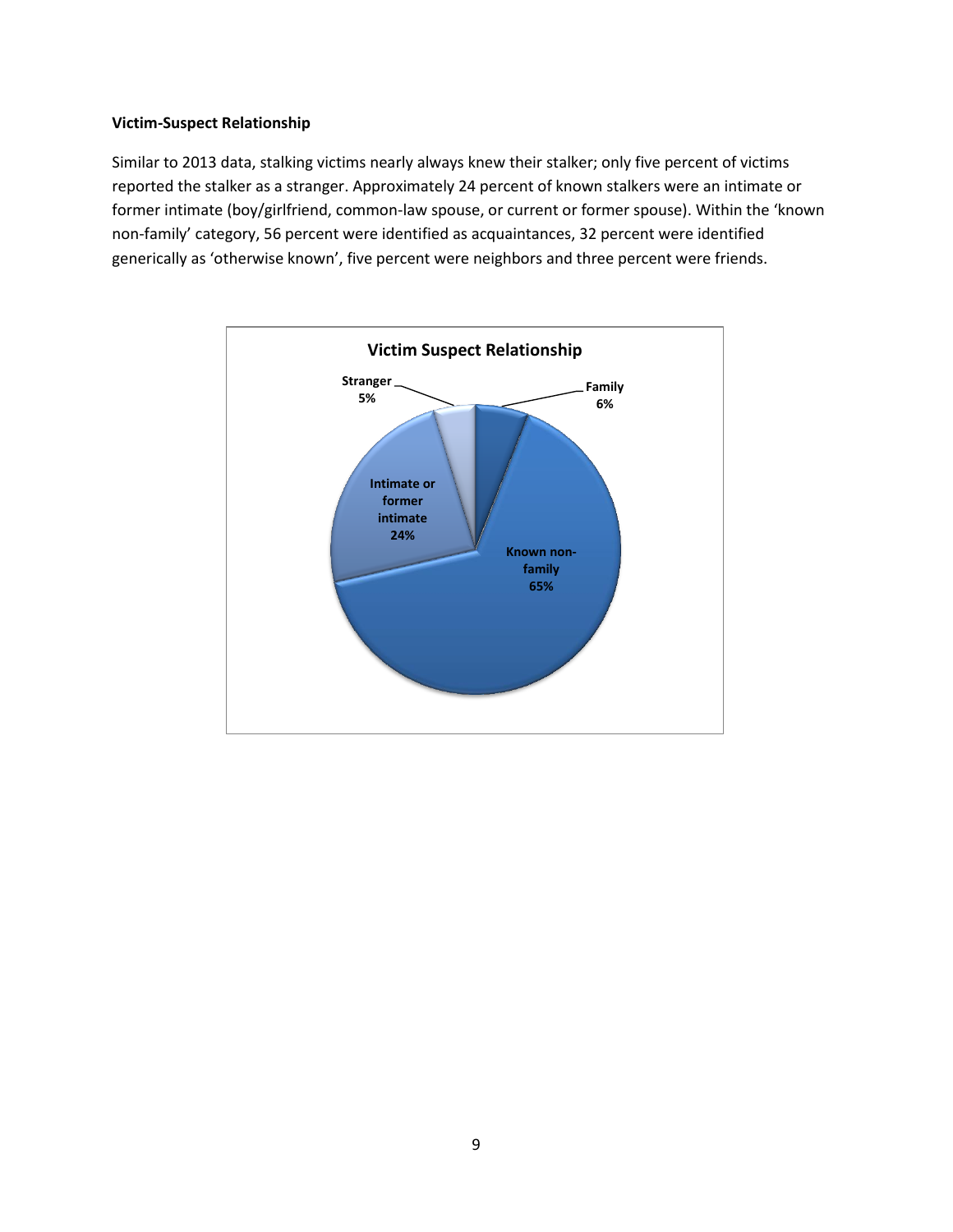### Victim-Suspect Relationship

Similar to 2013 data, stalking victims nearly always knew their stalker; only five percent of victims reported the stalker as a stranger. Approximately 24 percent of known stalkers were an intimate or former intimate (boy/girlfriend, common-law spouse, or current or former spouse). Within the 'known non-family' category, 56 percent were identified as acquaintances, 32 percent were identified generically as 'otherwise known', five percent were neighbors and three percent were friends.

Victim Suspect Relationship

Stranger
5%

Family
6%

Intimate or former intimate
24%

Known non-family
65%